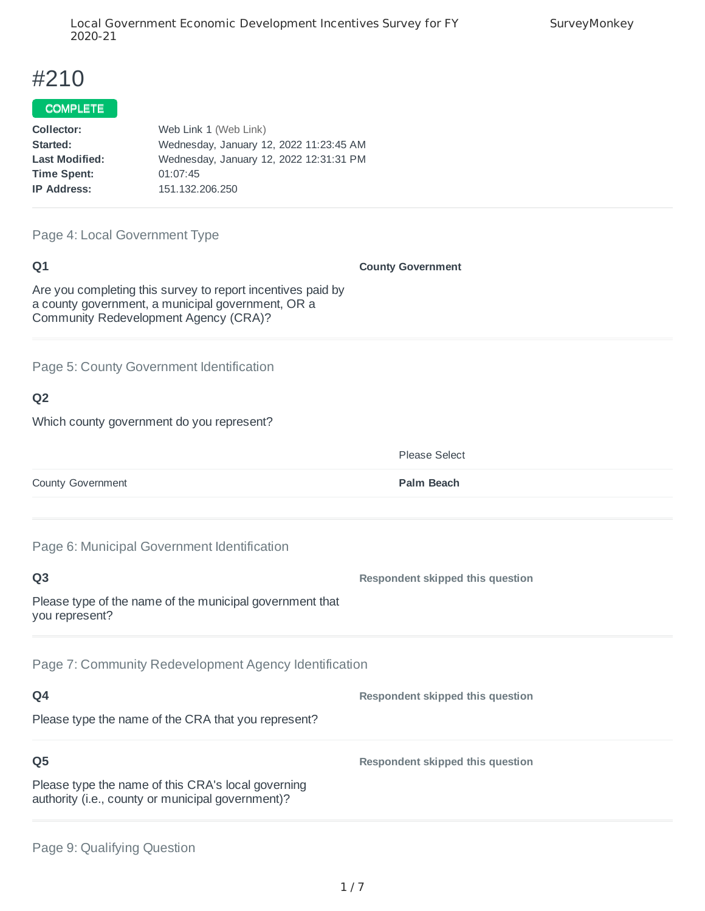# #210

**COMPLETE**

**Collector:** Web Link 1 (Web Link)
**Started:** Wednesday, January 12, 2022 11:23:45 AM
**Last Modified:** Wednesday, January 12, 2022 12:31:31 PM
**Time Spent:** 01:07:45
**IP Address:** 151.132.206.250

---

## Page 4: Local Government Type

### Q1

Are you completing this survey to report incentives paid by a county government, a municipal government, OR a Community Redevelopment Agency (CRA)?

**County Government**

---

## Page 5: County Government Identification

### Q2

Which county government do you represent?

| | Please Select |
|---|---|
| County Government | **Palm Beach** |

---

## Page 6: Municipal Government Identification

### Q3

Please type of the name of the municipal government that you represent?

**Respondent skipped this question**

---

## Page 7: Community Redevelopment Agency Identification

### Q4

Please type the name of the CRA that you represent?

**Respondent skipped this question**

### Q5

Please type the name of this CRA's local governing authority (i.e., county or municipal government)?

**Respondent skipped this question**

---

## Page 9: Qualifying Question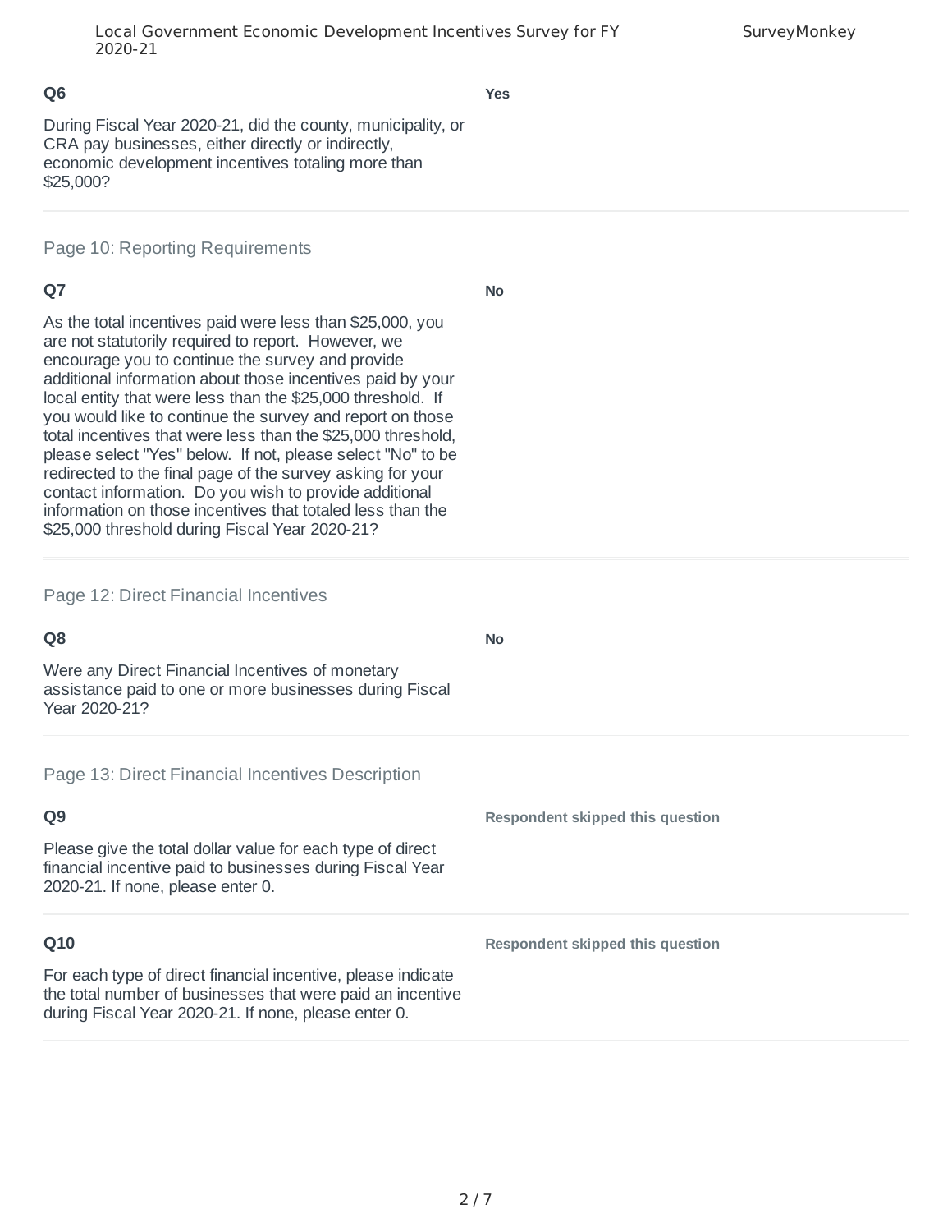**Q6**

During Fiscal Year 2020-21, did the county, municipality, or CRA pay businesses, either directly or indirectly, economic development incentives totaling more than $25,000?

**Yes**

## Page 10: Reporting Requirements

**Q7**

As the total incentives paid were less than $25,000, you are not statutorily required to report. However, we encourage you to continue the survey and provide additional information about those incentives paid by your local entity that were less than the $25,000 threshold. If you would like to continue the survey and report on those total incentives that were less than the $25,000 threshold, please select "Yes" below. If not, please select "No" to be redirected to the final page of the survey asking for your contact information. Do you wish to provide additional information on those incentives that totaled less than the $25,000 threshold during Fiscal Year 2020-21?

**No**

## Page 12: Direct Financial Incentives

**Q8**

Were any Direct Financial Incentives of monetary assistance paid to one or more businesses during Fiscal Year 2020-21?

**No**

## Page 13: Direct Financial Incentives Description

**Q9**

Please give the total dollar value for each type of direct financial incentive paid to businesses during Fiscal Year 2020-21. If none, please enter 0.

**Respondent skipped this question**

**Q10**

For each type of direct financial incentive, please indicate the total number of businesses that were paid an incentive during Fiscal Year 2020-21. If none, please enter 0.

**Respondent skipped this question**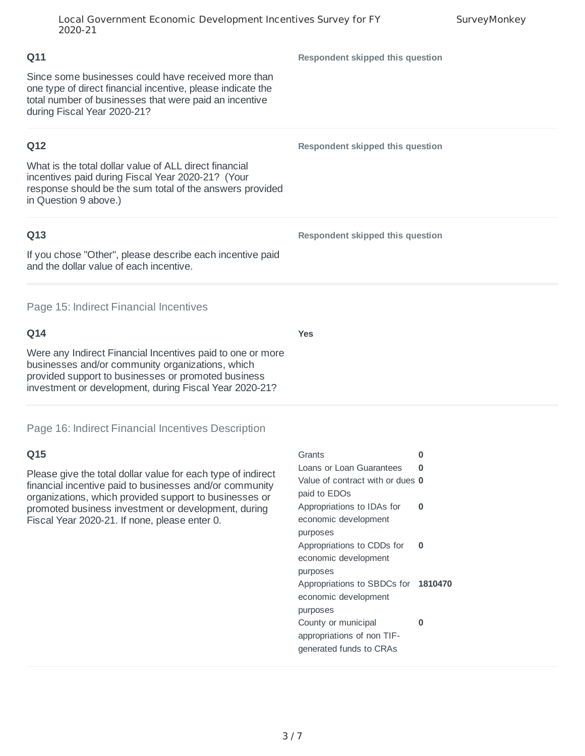**Q11**

Since some businesses could have received more than one type of direct financial incentive, please indicate the total number of businesses that were paid an incentive during Fiscal Year 2020-21?

**Respondent skipped this question**

**Q12**

What is the total dollar value of ALL direct financial incentives paid during Fiscal Year 2020-21? (Your response should be the sum total of the answers provided in Question 9 above.)

**Respondent skipped this question**

**Q13**

If you chose "Other", please describe each incentive paid and the dollar value of each incentive.

**Respondent skipped this question**

## Page 15: Indirect Financial Incentives

**Q14**

Were any Indirect Financial Incentives paid to one or more businesses and/or community organizations, which provided support to businesses or promoted business investment or development, during Fiscal Year 2020-21?

**Yes**

## Page 16: Indirect Financial Incentives Description

**Q15**

Please give the total dollar value for each type of indirect financial incentive paid to businesses and/or community organizations, which provided support to businesses or promoted business investment or development, during Fiscal Year 2020-21. If none, please enter 0.

| | |
|---|---|
| Grants | **0** |
| Loans or Loan Guarantees | **0** |
| Value of contract with or dues paid to EDOs | **0** |
| Appropriations to IDAs for economic development purposes | **0** |
| Appropriations to CDDs for economic development purposes | **0** |
| Appropriations to SBDCs for economic development purposes | **1810470** |
| County or municipal appropriations of non TIF-generated funds to CRAs | **0** |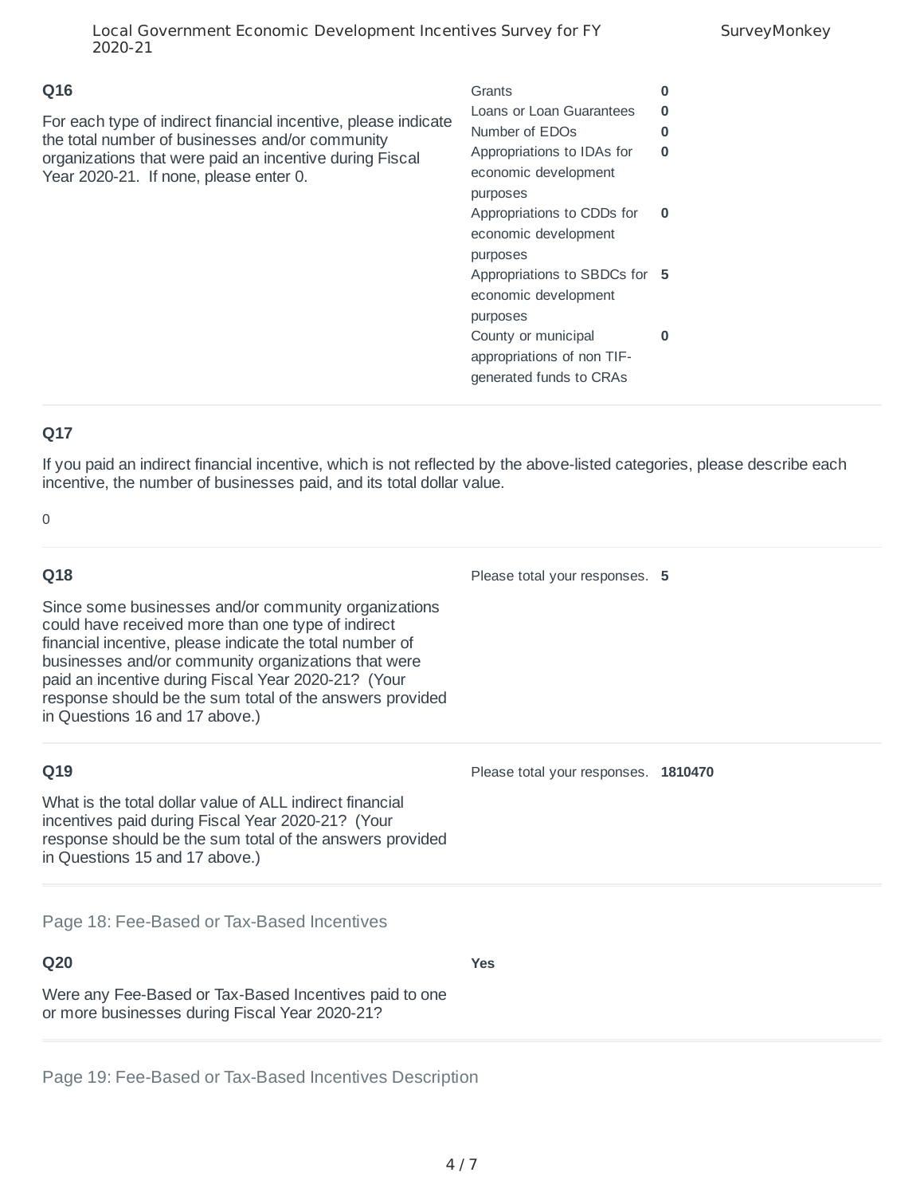### Q16

For each type of indirect financial incentive, please indicate the total number of businesses and/or community organizations that were paid an incentive during Fiscal Year 2020-21. If none, please enter 0.

| | |
|---|---|
| Grants | **0** |
| Loans or Loan Guarantees | **0** |
| Number of EDOs | **0** |
| Appropriations to IDAs for economic development purposes | **0** |
| Appropriations to CDDs for economic development purposes | **0** |
| Appropriations to SBDCs for economic development purposes | **5** |
| County or municipal appropriations of non TIF-generated funds to CRAs | **0** |

### Q17

If you paid an indirect financial incentive, which is not reflected by the above-listed categories, please describe each incentive, the number of businesses paid, and its total dollar value.

0

### Q18

Since some businesses and/or community organizations could have received more than one type of indirect financial incentive, please indicate the total number of businesses and/or community organizations that were paid an incentive during Fiscal Year 2020-21? (Your response should be the sum total of the answers provided in Questions 16 and 17 above.)

Please total your responses. **5**

### Q19

What is the total dollar value of ALL indirect financial incentives paid during Fiscal Year 2020-21? (Your response should be the sum total of the answers provided in Questions 15 and 17 above.)

Please total your responses. **1810470**

## Page 18: Fee-Based or Tax-Based Incentives

### Q20

Were any Fee-Based or Tax-Based Incentives paid to one or more businesses during Fiscal Year 2020-21?

**Yes**

## Page 19: Fee-Based or Tax-Based Incentives Description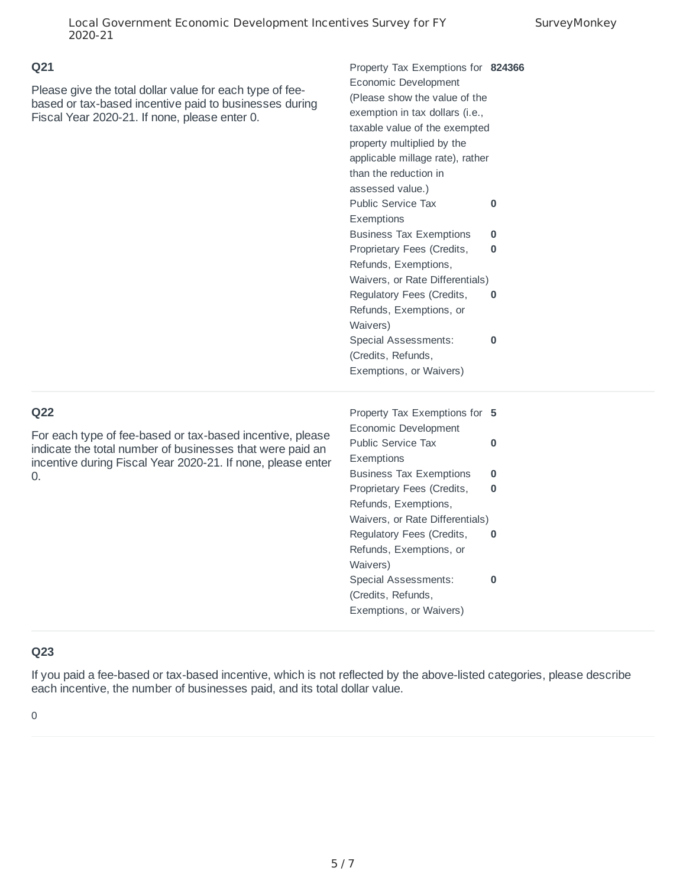## Q21

Please give the total dollar value for each type of fee-based or tax-based incentive paid to businesses during Fiscal Year 2020-21. If none, please enter 0.

| Incentive Type | Value |
|---|---|
| Property Tax Exemptions for Economic Development (Please show the value of the exemption in tax dollars (i.e., taxable value of the exempted property multiplied by the applicable millage rate), rather than the reduction in assessed value.) | **824366** |
| Public Service Tax Exemptions | **0** |
| Business Tax Exemptions | **0** |
| Proprietary Fees (Credits, Refunds, Exemptions, Waivers, or Rate Differentials) | **0** |
| Regulatory Fees (Credits, Refunds, Exemptions, or Waivers) | **0** |
| Special Assessments: (Credits, Refunds, Exemptions, or Waivers) | **0** |

## Q22

For each type of fee-based or tax-based incentive, please indicate the total number of businesses that were paid an incentive during Fiscal Year 2020-21. If none, please enter 0.

| Incentive Type | Number |
|---|---|
| Property Tax Exemptions for Economic Development | **5** |
| Public Service Tax Exemptions | **0** |
| Business Tax Exemptions | **0** |
| Proprietary Fees (Credits, Refunds, Exemptions, Waivers, or Rate Differentials) | **0** |
| Regulatory Fees (Credits, Refunds, Exemptions, or Waivers) | **0** |
| Special Assessments: (Credits, Refunds, Exemptions, or Waivers) | **0** |

## Q23

If you paid a fee-based or tax-based incentive, which is not reflected by the above-listed categories, please describe each incentive, the number of businesses paid, and its total dollar value.

0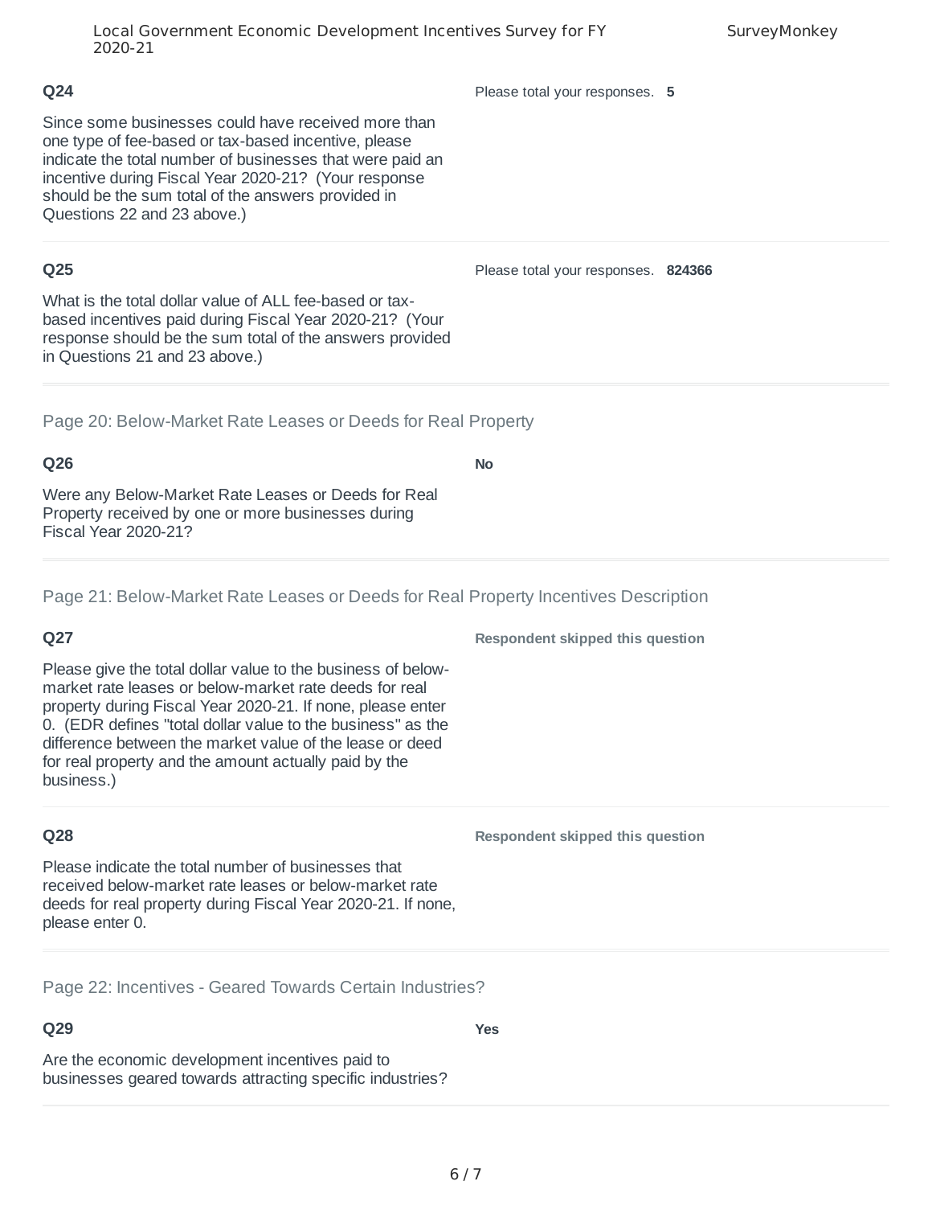**Q24**

Since some businesses could have received more than one type of fee-based or tax-based incentive, please indicate the total number of businesses that were paid an incentive during Fiscal Year 2020-21? (Your response should be the sum total of the answers provided in Questions 22 and 23 above.)

Please total your responses. **5**

---

**Q25**

What is the total dollar value of ALL fee-based or tax-based incentives paid during Fiscal Year 2020-21? (Your response should be the sum total of the answers provided in Questions 21 and 23 above.)

Please total your responses. **824366**

---

## Page 20: Below-Market Rate Leases or Deeds for Real Property

**Q26**

Were any Below-Market Rate Leases or Deeds for Real Property received by one or more businesses during Fiscal Year 2020-21?

**No**

---

## Page 21: Below-Market Rate Leases or Deeds for Real Property Incentives Description

**Q27**

Please give the total dollar value to the business of below-market rate leases or below-market rate deeds for real property during Fiscal Year 2020-21. If none, please enter 0. (EDR defines "total dollar value to the business" as the difference between the market value of the lease or deed for real property and the amount actually paid by the business.)

**Respondent skipped this question**

---

**Q28**

Please indicate the total number of businesses that received below-market rate leases or below-market rate deeds for real property during Fiscal Year 2020-21. If none, please enter 0.

**Respondent skipped this question**

---

## Page 22: Incentives - Geared Towards Certain Industries?

**Q29**

Are the economic development incentives paid to businesses geared towards attracting specific industries?

**Yes**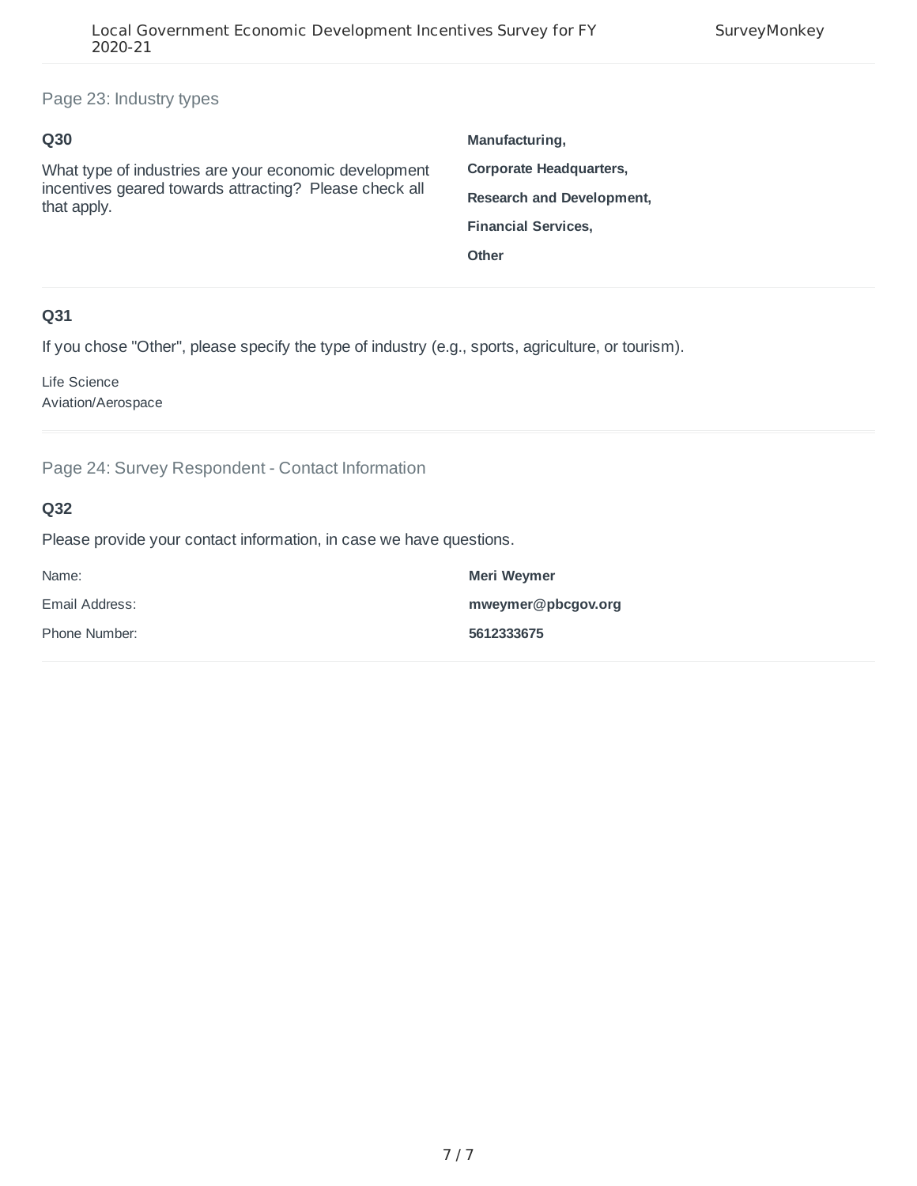## Page 23: Industry types

### Q30

What type of industries are your economic development incentives geared towards attracting? Please check all that apply.

**Manufacturing,**

**Corporate Headquarters,**

**Research and Development,**

**Financial Services,**

**Other**

### Q31

If you chose "Other", please specify the type of industry (e.g., sports, agriculture, or tourism).

Life Science
Aviation/Aerospace

## Page 24: Survey Respondent - Contact Information

### Q32

Please provide your contact information, in case we have questions.

| | |
|---|---|
| Name: | **Meri Weymer** |
| Email Address: | **mweymer@pbcgov.org** |
| Phone Number: | **5612333675** |